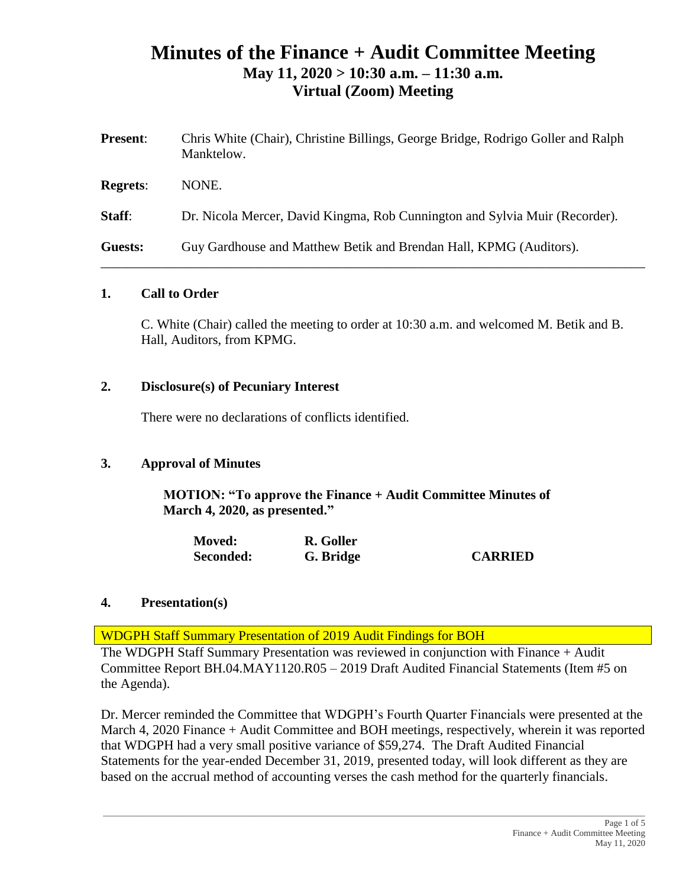# Minutes of the Finance + Audit Committee Meeting

## May 11, 2020 > 10:30 a.m. – 11:30 a.m.

## Virtual (Zoom) Meeting

**Present**: Chris White (Chair), Christine Billings, George Bridge, Rodrigo Goller and Ralph Manktelow.

**Regrets**: NONE.

**Staff**: Dr. Nicola Mercer, David Kingma, Rob Cunnington and Sylvia Muir (Recorder).

**Guests:** Guy Gardhouse and Matthew Betik and Brendan Hall, KPMG (Auditors).

---

### 1. Call to Order

C. White (Chair) called the meeting to order at 10:30 a.m. and welcomed M. Betik and B. Hall, Auditors, from KPMG.

### 2. Disclosure(s) of Pecuniary Interest

There were no declarations of conflicts identified.

### 3. Approval of Minutes

**MOTION: "To approve the Finance + Audit Committee Minutes of March 4, 2020, as presented."**

| | | |
|---|---|---|
| **Moved:** | **R. Goller** | |
| **Seconded:** | **G. Bridge** | **CARRIED** |

### 4. Presentation(s)

WDGPH Staff Summary Presentation of 2019 Audit Findings for BOH

The WDGPH Staff Summary Presentation was reviewed in conjunction with Finance + Audit Committee Report BH.04.MAY1120.R05 – 2019 Draft Audited Financial Statements (Item #5 on the Agenda).

Dr. Mercer reminded the Committee that WDGPH's Fourth Quarter Financials were presented at the March 4, 2020 Finance + Audit Committee and BOH meetings, respectively, wherein it was reported that WDGPH had a very small positive variance of $59,274. The Draft Audited Financial Statements for the year-ended December 31, 2019, presented today, will look different as they are based on the accrual method of accounting verses the cash method for the quarterly financials.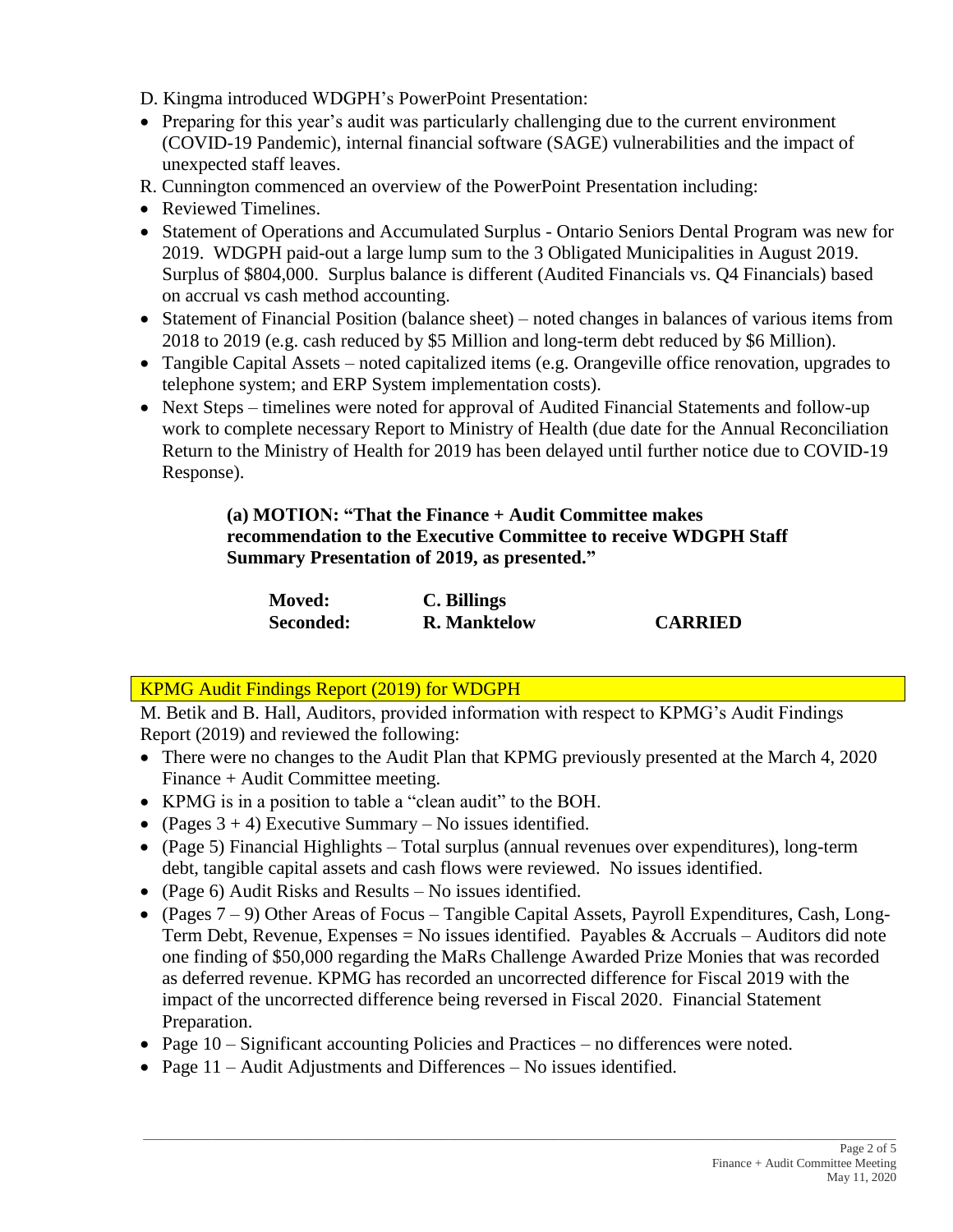D. Kingma introduced WDGPH's PowerPoint Presentation:

- Preparing for this year's audit was particularly challenging due to the current environment (COVID-19 Pandemic), internal financial software (SAGE) vulnerabilities and the impact of unexpected staff leaves.

R. Cunnington commenced an overview of the PowerPoint Presentation including:

- Reviewed Timelines.
- Statement of Operations and Accumulated Surplus - Ontario Seniors Dental Program was new for 2019. WDGPH paid-out a large lump sum to the 3 Obligated Municipalities in August 2019. Surplus of $804,000. Surplus balance is different (Audited Financials vs. Q4 Financials) based on accrual vs cash method accounting.
- Statement of Financial Position (balance sheet) – noted changes in balances of various items from 2018 to 2019 (e.g. cash reduced by $5 Million and long-term debt reduced by $6 Million).
- Tangible Capital Assets – noted capitalized items (e.g. Orangeville office renovation, upgrades to telephone system; and ERP System implementation costs).
- Next Steps – timelines were noted for approval of Audited Financial Statements and follow-up work to complete necessary Report to Ministry of Health (due date for the Annual Reconciliation Return to the Ministry of Health for 2019 has been delayed until further notice due to COVID-19 Response).

> **(a) MOTION: "That the Finance + Audit Committee makes recommendation to the Executive Committee to receive WDGPH Staff Summary Presentation of 2019, as presented."**
>
> **Moved:** **C. Billings**
> **Seconded:** **R. Manktelow** **CARRIED**

## KPMG Audit Findings Report (2019) for WDGPH

M. Betik and B. Hall, Auditors, provided information with respect to KPMG's Audit Findings Report (2019) and reviewed the following:

- There were no changes to the Audit Plan that KPMG previously presented at the March 4, 2020 Finance + Audit Committee meeting.
- KPMG is in a position to table a "clean audit" to the BOH.
- (Pages 3 + 4) Executive Summary – No issues identified.
- (Page 5) Financial Highlights – Total surplus (annual revenues over expenditures), long-term debt, tangible capital assets and cash flows were reviewed. No issues identified.
- (Page 6) Audit Risks and Results – No issues identified.
- (Pages 7 – 9) Other Areas of Focus – Tangible Capital Assets, Payroll Expenditures, Cash, Long-Term Debt, Revenue, Expenses = No issues identified. Payables & Accruals – Auditors did note one finding of $50,000 regarding the MaRs Challenge Awarded Prize Monies that was recorded as deferred revenue. KPMG has recorded an uncorrected difference for Fiscal 2019 with the impact of the uncorrected difference being reversed in Fiscal 2020. Financial Statement Preparation.
- Page 10 – Significant accounting Policies and Practices – no differences were noted.
- Page 11 – Audit Adjustments and Differences – No issues identified.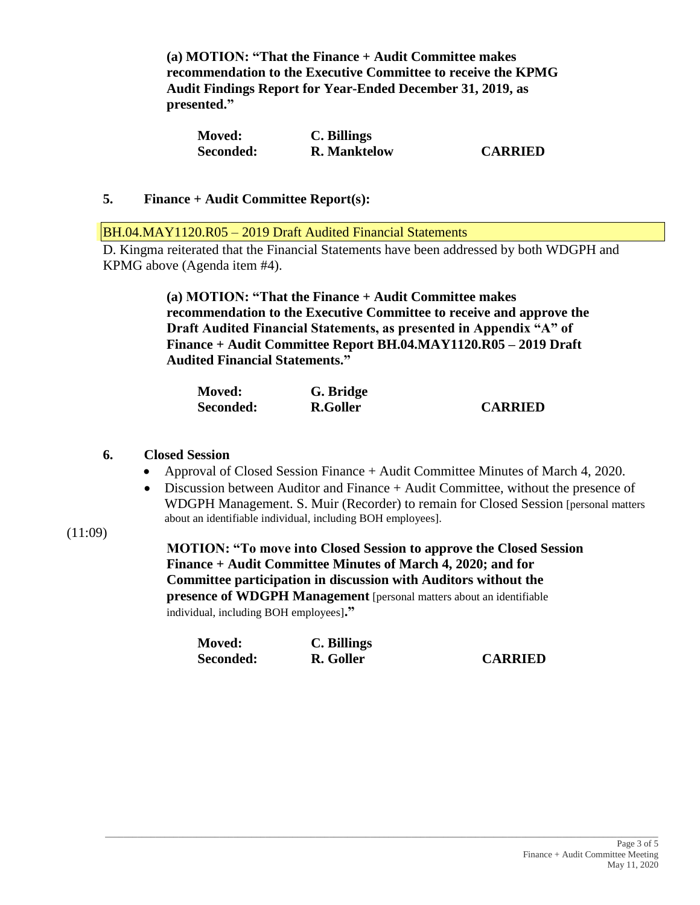**(a) MOTION: "That the Finance + Audit Committee makes recommendation to the Executive Committee to receive the KPMG Audit Findings Report for Year-Ended December 31, 2019, as presented."**

**Moved:** **C. Billings**
**Seconded:** **R. Manktelow** **CARRIED**

## 5. Finance + Audit Committee Report(s):

BH.04.MAY1120.R05 – 2019 Draft Audited Financial Statements

D. Kingma reiterated that the Financial Statements have been addressed by both WDGPH and KPMG above (Agenda item #4).

**(a) MOTION: "That the Finance + Audit Committee makes recommendation to the Executive Committee to receive and approve the Draft Audited Financial Statements, as presented in Appendix "A" of Finance + Audit Committee Report BH.04.MAY1120.R05 – 2019 Draft Audited Financial Statements."**

**Moved:** **G. Bridge**
**Seconded:** **R.Goller** **CARRIED**

## 6. Closed Session

- Approval of Closed Session Finance + Audit Committee Minutes of March 4, 2020.
- Discussion between Auditor and Finance + Audit Committee, without the presence of WDGPH Management. S. Muir (Recorder) to remain for Closed Session [personal matters about an identifiable individual, including BOH employees].

(11:09)

**MOTION: "To move into Closed Session to approve the Closed Session Finance + Audit Committee Minutes of March 4, 2020; and for Committee participation in discussion with Auditors without the presence of WDGPH Management** [personal matters about an identifiable individual, including BOH employees]**."**

**Moved:** **C. Billings**
**Seconded:** **R. Goller** **CARRIED**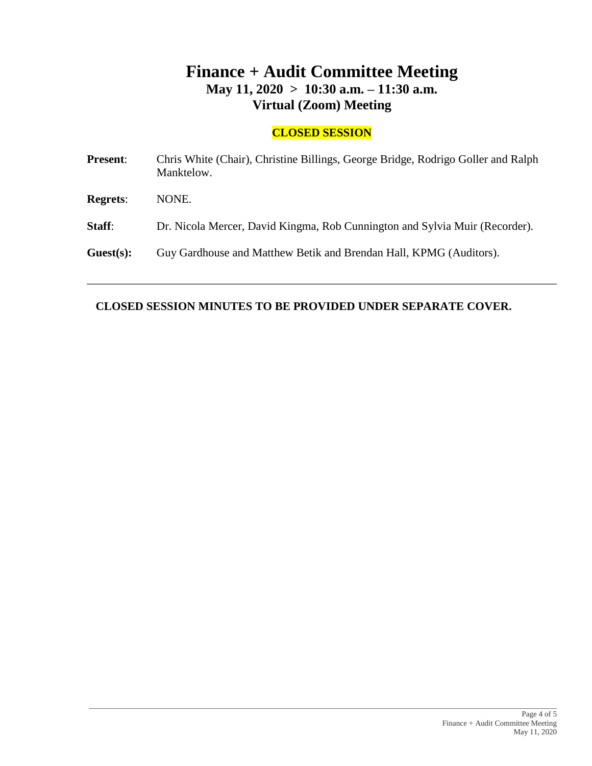# Finance + Audit Committee Meeting

## May 11, 2020 > 10:30 a.m. – 11:30 a.m.

## Virtual (Zoom) Meeting

**CLOSED SESSION**

**Present**: Chris White (Chair), Christine Billings, George Bridge, Rodrigo Goller and Ralph Manktelow.

**Regrets**: NONE.

**Staff**: Dr. Nicola Mercer, David Kingma, Rob Cunnington and Sylvia Muir (Recorder).

**Guest(s):** Guy Gardhouse and Matthew Betik and Brendan Hall, KPMG (Auditors).

---

**CLOSED SESSION MINUTES TO BE PROVIDED UNDER SEPARATE COVER.**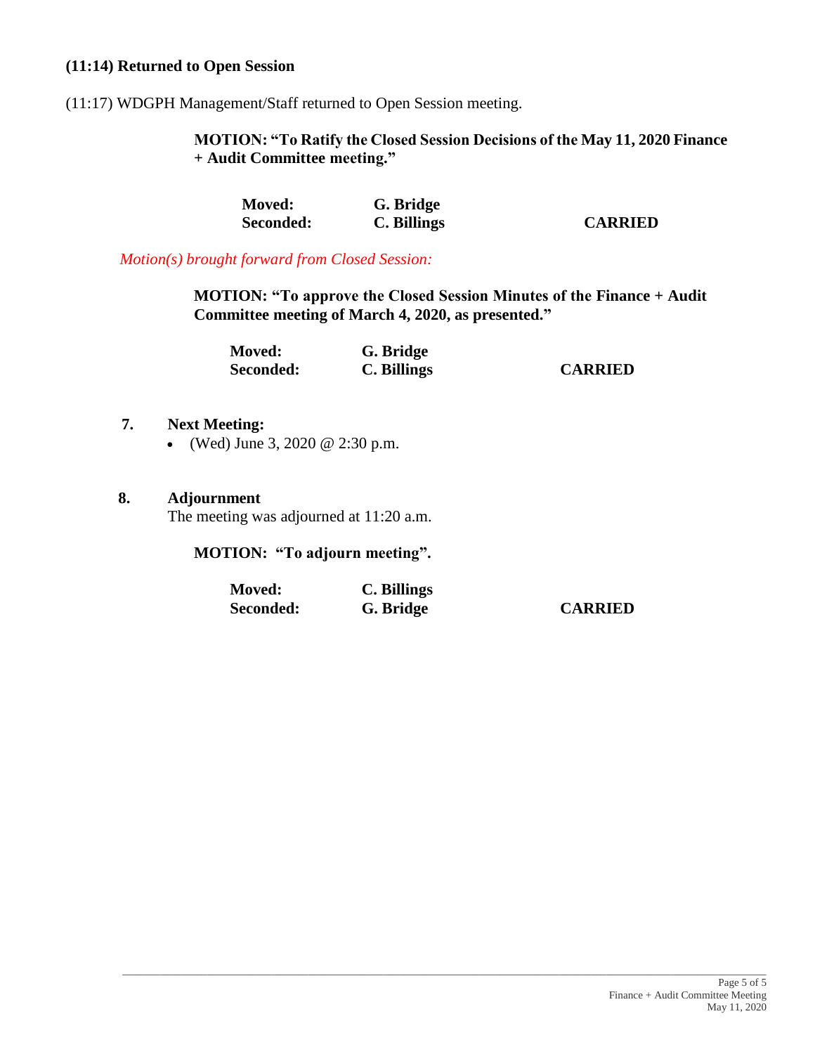**(11:14) Returned to Open Session**

(11:17) WDGPH Management/Staff returned to Open Session meeting.

**MOTION: "To Ratify the Closed Session Decisions of the May 11, 2020 Finance + Audit Committee meeting."**

| | | |
|---|---|---|
| **Moved:** | **G. Bridge** | |
| **Seconded:** | **C. Billings** | **CARRIED** |

*Motion(s) brought forward from Closed Session:*

**MOTION: "To approve the Closed Session Minutes of the Finance + Audit Committee meeting of March 4, 2020, as presented."**

| | | |
|---|---|---|
| **Moved:** | **G. Bridge** | |
| **Seconded:** | **C. Billings** | **CARRIED** |

**7. Next Meeting:**

- (Wed) June 3, 2020 @ 2:30 p.m.

**8. Adjournment**

The meeting was adjourned at 11:20 a.m.

**MOTION: "To adjourn meeting".**

| | | |
|---|---|---|
| **Moved:** | **C. Billings** | |
| **Seconded:** | **G. Bridge** | **CARRIED** |